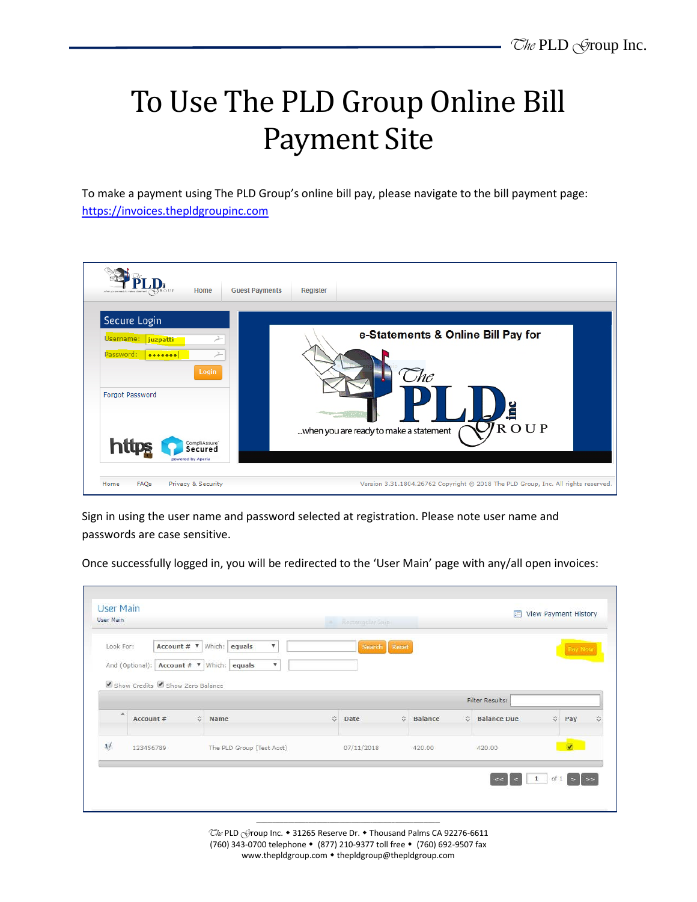# To Use The PLD Group Online Bill Payment Site

To make a payment using The PLD Group's online bill pay, please navigate to the bill payment page: [https://invoices.thepldgroupinc.com](https://invoices.thepldgroupinc.com)

Sign in using the user name and password selected at registration. Please note user name and passwords are case sensitive.

Once successfully logged in, you will be redirected to the 'User Main' page with any/all open invoices: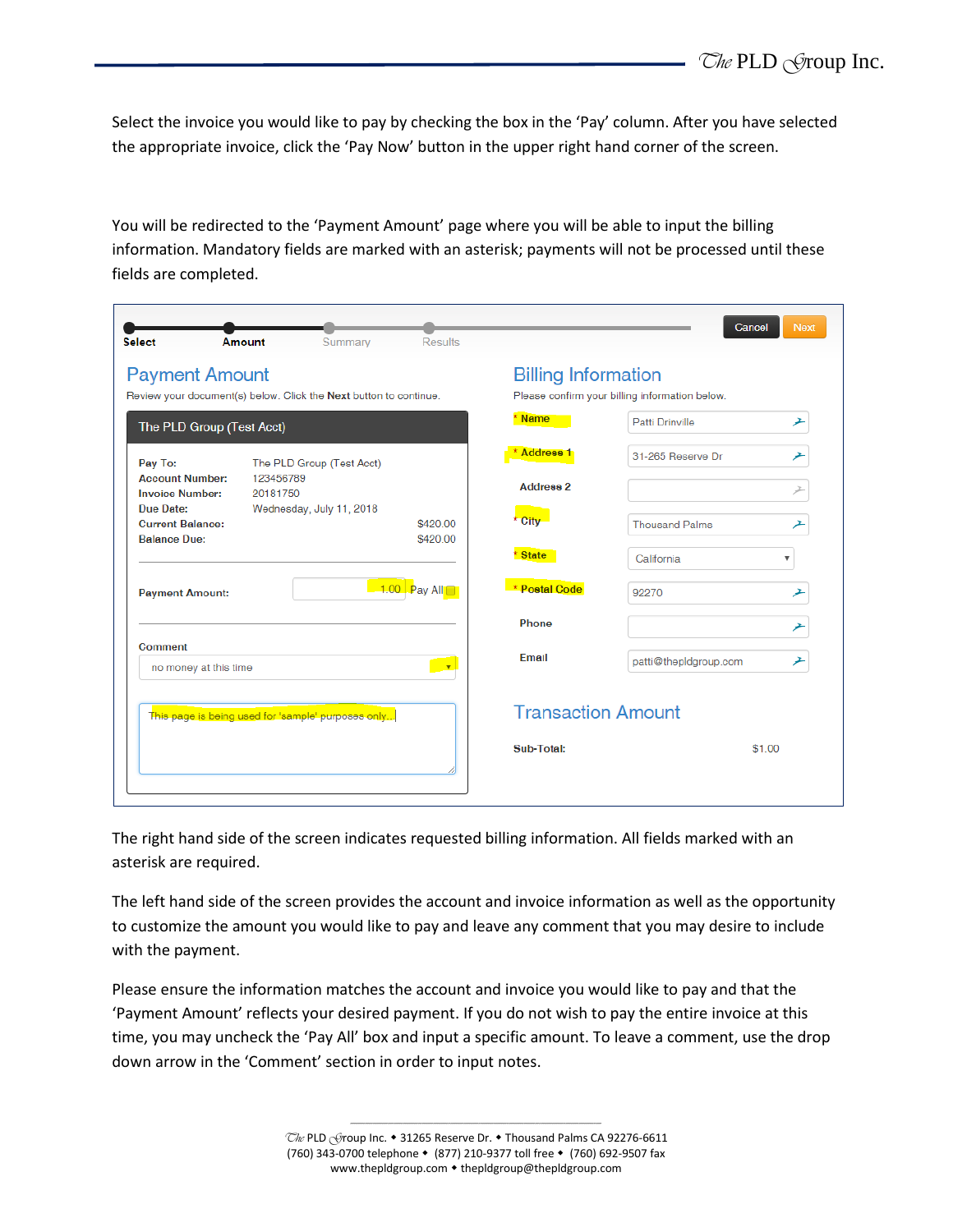Select the invoice you would like to pay by checking the box in the 'Pay' column. After you have selected the appropriate invoice, click the 'Pay Now' button in the upper right hand corner of the screen.

You will be redirected to the 'Payment Amount' page where you will be able to input the billing information. Mandatory fields are marked with an asterisk; payments will not be processed until these fields are completed.

Select — Amount — Summary — Results

Cancel | Next

## Payment Amount

Review your document(s) below. Click the **Next** button to continue.

**The PLD Group (Test Acct)**

| | |
|---|---|
| **Pay To:** | The PLD Group (Test Acct) |
| **Account Number:** | 123456789 |
| **Invoice Number:** | 20181750 |
| **Due Date:** | Wednesday, July 11, 2018 |
| **Current Balance:** | $420.00 |
| **Balance Due:** | $420.00 |

**Payment Amount:** 1.00 Pay All

**Comment**

no money at this time

This page is being used for 'sample' purposes only...

## Billing Information

Please confirm your billing information below.

| | |
|---|---|
| * Name | Patti Drinville |
| * Address 1 | 31-265 Reserve Dr |
| Address 2 | |
| * City | Thousand Palms |
| * State | California |
| * Postal Code | 92270 |
| Phone | |
| Email | patti@thepldgroup.com |

## Transaction Amount

**Sub-Total:** $1.00

The right hand side of the screen indicates requested billing information. All fields marked with an asterisk are required.

The left hand side of the screen provides the account and invoice information as well as the opportunity to customize the amount you would like to pay and leave any comment that you may desire to include with the payment.

Please ensure the information matches the account and invoice you would like to pay and that the 'Payment Amount' reflects your desired payment. If you do not wish to pay the entire invoice at this time, you may uncheck the 'Pay All' box and input a specific amount. To leave a comment, use the drop down arrow in the 'Comment' section in order to input notes.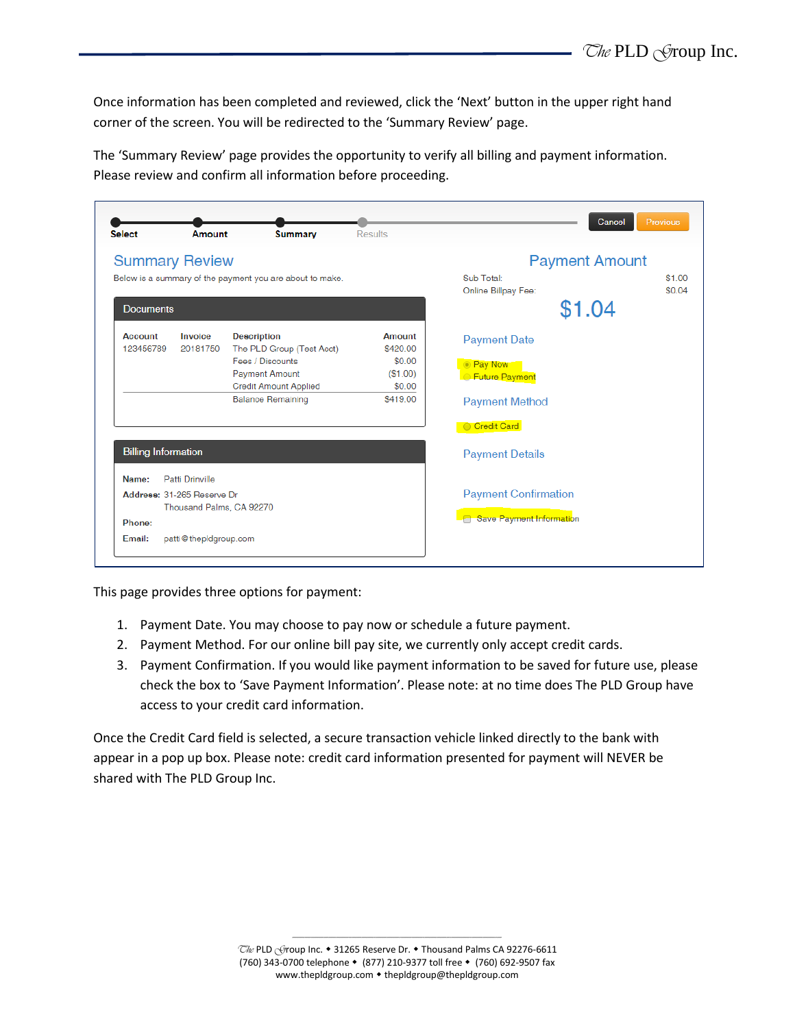Once information has been completed and reviewed, click the 'Next' button in the upper right hand corner of the screen. You will be redirected to the 'Summary Review' page.

The 'Summary Review' page provides the opportunity to verify all billing and payment information. Please review and confirm all information before proceeding.

Select — Amount — Summary — Results

Cancel | Previous

## Summary Review

Below is a summary of the payment you are about to make.

### Documents

| Account | Invoice | Description | Amount |
|---|---|---|---|
| 123456789 | 20181750 | The PLD Group (Test Acct) | $420.00 |
| | | Fees / Discounts | $0.00 |
| | | Payment Amount | ($1.00) |
| | | Credit Amount Applied | $0.00 |
| | | Balance Remaining | $419.00 |

### Billing Information

**Name:** Patti Drinville
**Address:** 31-265 Reserve Dr
Thousand Palms, CA 92270
**Phone:**
**Email:** patti@thepldgroup.com

## Payment Amount

Sub Total: $1.00
Online Billpay Fee: $0.04

**$1.04**

### Payment Date

- Pay Now
- Future Payment

### Payment Method

- Credit Card

### Payment Details

### Payment Confirmation

- Save Payment Information

This page provides three options for payment:

1. Payment Date. You may choose to pay now or schedule a future payment.
2. Payment Method. For our online bill pay site, we currently only accept credit cards.
3. Payment Confirmation. If you would like payment information to be saved for future use, please check the box to 'Save Payment Information'. Please note: at no time does The PLD Group have access to your credit card information.

Once the Credit Card field is selected, a secure transaction vehicle linked directly to the bank with appear in a pop up box. Please note: credit card information presented for payment will NEVER be shared with The PLD Group Inc.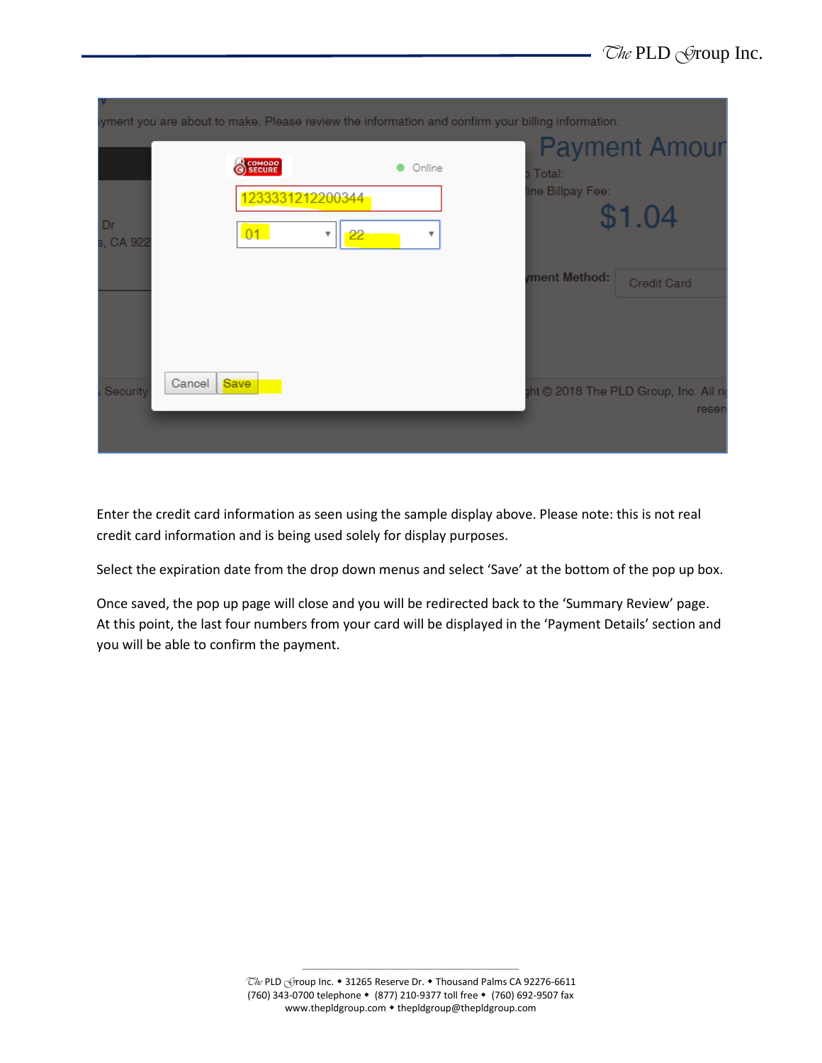Enter the credit card information as seen using the sample display above. Please note: this is not real credit card information and is being used solely for display purposes.

Select the expiration date from the drop down menus and select ‘Save’ at the bottom of the pop up box.

Once saved, the pop up page will close and you will be redirected back to the ‘Summary Review’ page. At this point, the last four numbers from your card will be displayed in the ‘Payment Details’ section and you will be able to confirm the payment.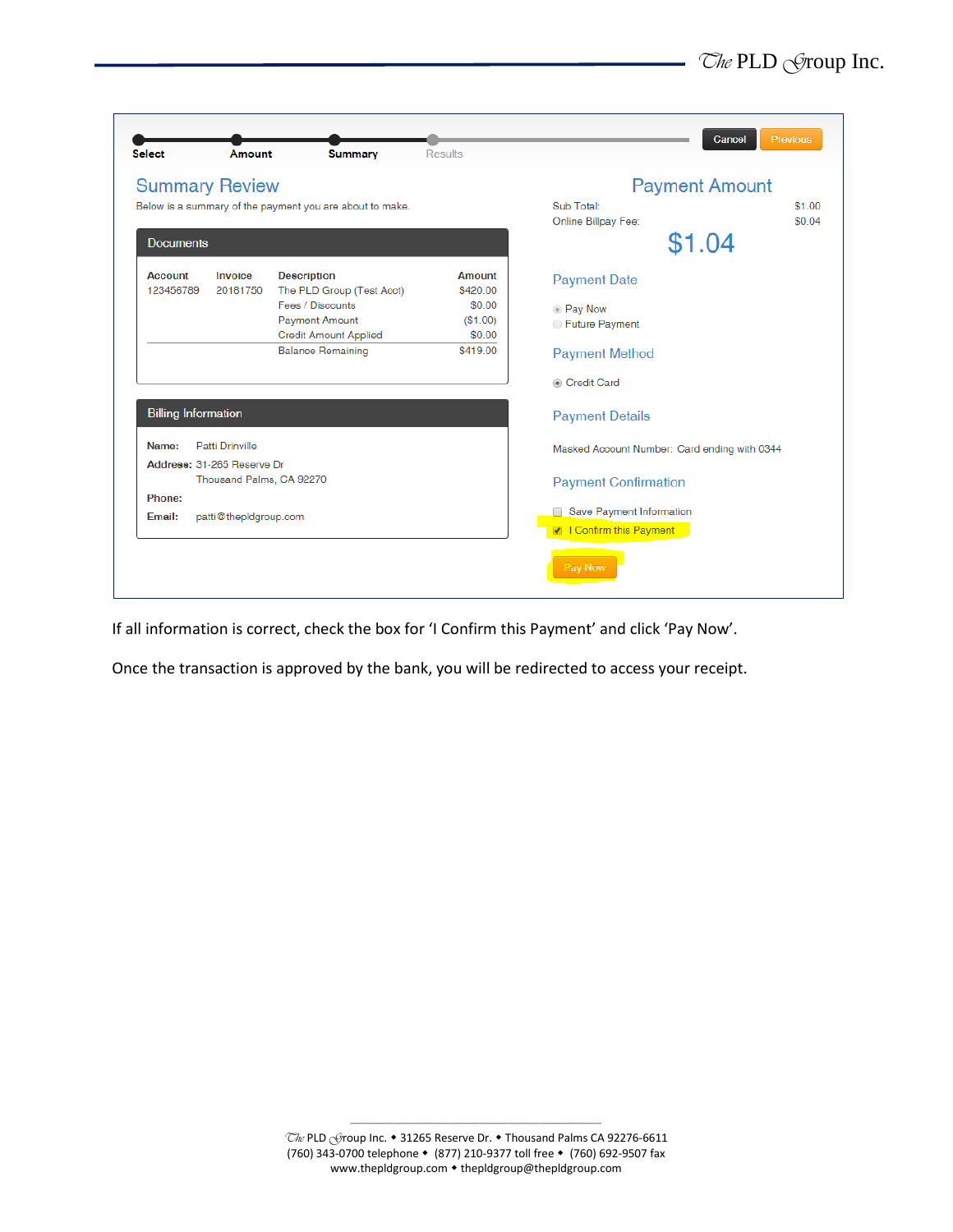Select — Amount — Summary — Results

Cancel | Previous

## Summary Review

Below is a summary of the payment you are about to make.

### Documents

| Account | Invoice | Description | Amount |
|---|---|---|---|
| 123456789 | 20181750 | The PLD Group (Test Acct) | $420.00 |
| | | Fees / Discounts | $0.00 |
| | | Payment Amount | ($1.00) |
| | | Credit Amount Applied | $0.00 |
| | | Balance Remaining | $419.00 |

### Billing Information

**Name:** Patti Drinville
**Address:** 31-265 Reserve Dr
Thousand Palms, CA 92270
**Phone:**
**Email:** patti@thepldgroup.com

## Payment Amount

Sub Total: $1.00
Online Billpay Fee: $0.04

**$1.04**

### Payment Date

- Pay Now
- Future Payment

### Payment Method

- Credit Card

### Payment Details

Masked Account Number: Card ending with 0344

### Payment Confirmation

- [ ] Save Payment Information
- [x] I Confirm this Payment

Pay Now

If all information is correct, check the box for 'I Confirm this Payment' and click 'Pay Now'.

Once the transaction is approved by the bank, you will be redirected to access your receipt.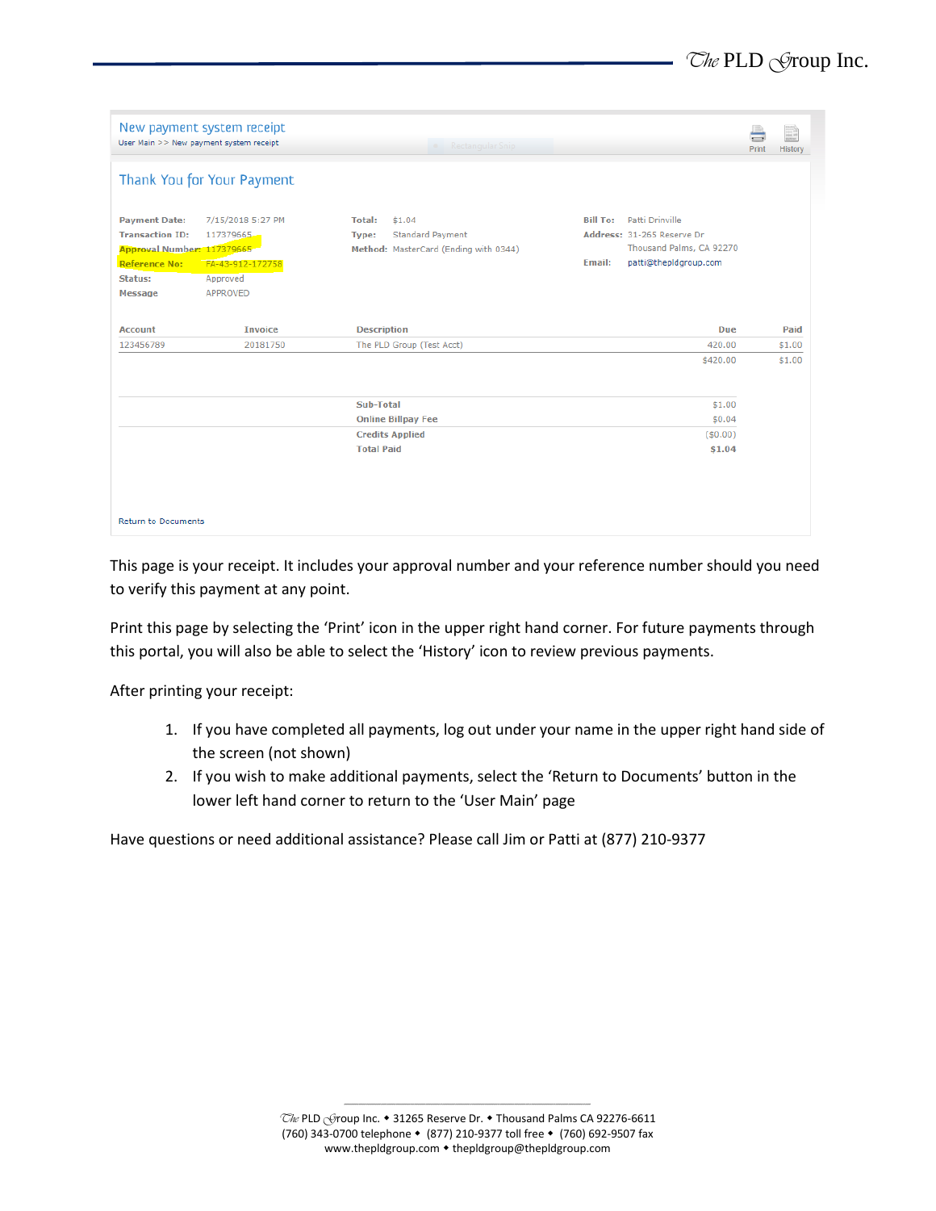New payment system receipt

User Main >> New payment system receipt

Print History

Thank You for Your Payment

**Payment Date:** 7/15/2018 5:27 PM
**Transaction ID:** 117379665
**Approval Number:** 117379665
**Reference No:** FA-43-912-172758
**Status:** Approved
**Message** APPROVED

**Total:** $1.04
**Type:** Standard Payment
**Method:** MasterCard (Ending with 0344)

**Bill To:** Patti Drinville
**Address:** 31-265 Reserve Dr
Thousand Palms, CA 92270
**Email:** patti@thepldgroup.com

| Account | Invoice | Description | Due | Paid |
|---|---|---|---|---|
| 123456789 | 20181750 | The PLD Group (Test Acct) | 420.00 | $1.00 |
| | | | $420.00 | $1.00 |

| | |
|---|---|
| **Sub-Total** | $1.00 |
| **Online Billpay Fee** | $0.04 |
| **Credits Applied** | ($0.00) |
| **Total Paid** | **$1.04** |

Return to Documents

This page is your receipt. It includes your approval number and your reference number should you need to verify this payment at any point.

Print this page by selecting the 'Print' icon in the upper right hand corner. For future payments through this portal, you will also be able to select the 'History' icon to review previous payments.

After printing your receipt:

1. If you have completed all payments, log out under your name in the upper right hand side of the screen (not shown)
2. If you wish to make additional payments, select the 'Return to Documents' button in the lower left hand corner to return to the 'User Main' page

Have questions or need additional assistance? Please call Jim or Patti at (877) 210-9377